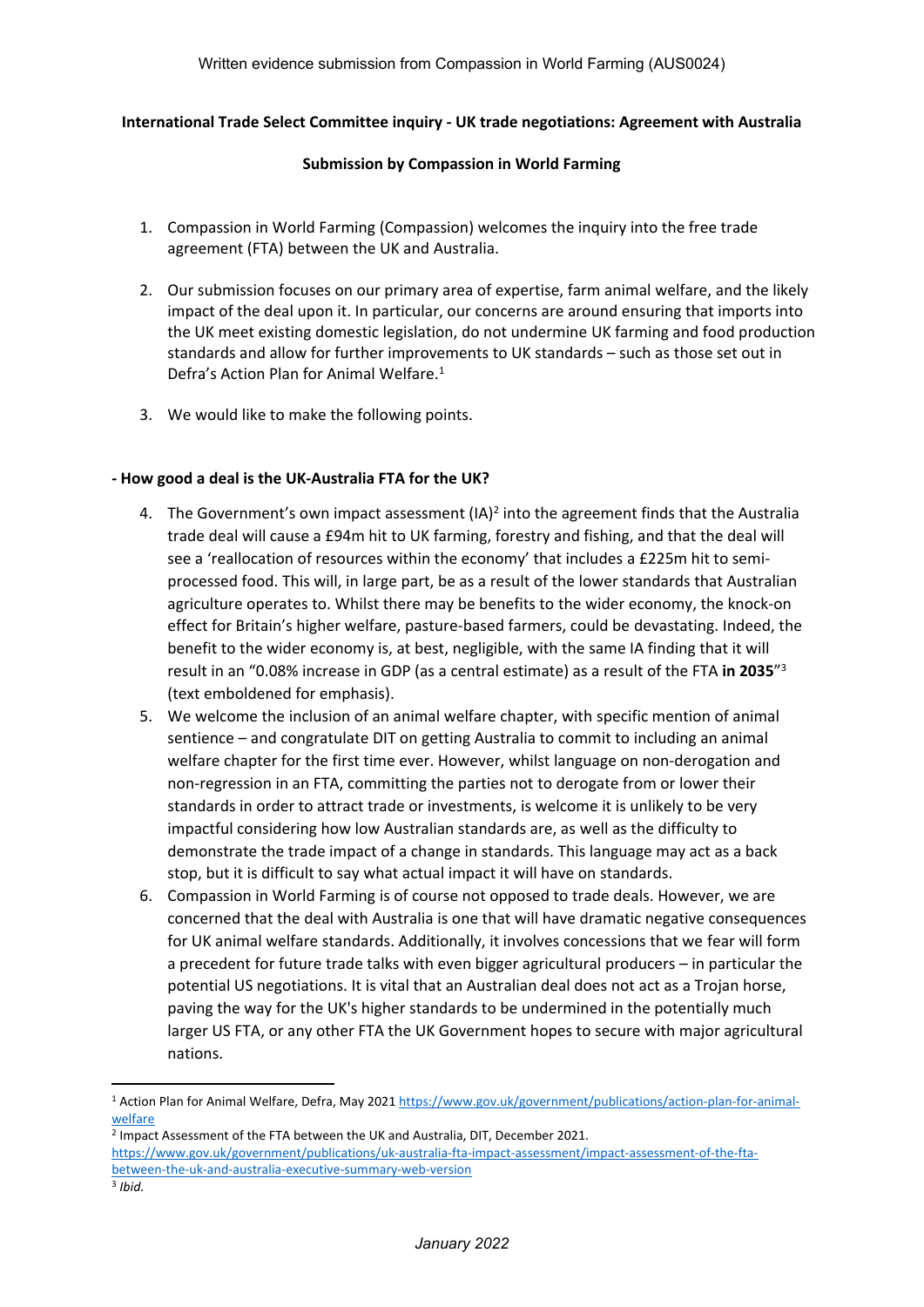Written evidence submission from Compassion in World Farming (AUS0024)

**International Trade Select Committee inquiry - UK trade negotiations: Agreement with Australia**

**Submission by Compassion in World Farming**

1. Compassion in World Farming (Compassion) welcomes the inquiry into the free trade agreement (FTA) between the UK and Australia.

2. Our submission focuses on our primary area of expertise, farm animal welfare, and the likely impact of the deal upon it. In particular, our concerns are around ensuring that imports into the UK meet existing domestic legislation, do not undermine UK farming and food production standards and allow for further improvements to UK standards – such as those set out in Defra's Action Plan for Animal Welfare.[1]

3. We would like to make the following points.

**- How good a deal is the UK-Australia FTA for the UK?**

4. The Government's own impact assessment (IA)[2] into the agreement finds that the Australia trade deal will cause a £94m hit to UK farming, forestry and fishing, and that the deal will see a 'reallocation of resources within the economy' that includes a £225m hit to semi-processed food. This will, in large part, be as a result of the lower standards that Australian agriculture operates to. Whilst there may be benefits to the wider economy, the knock-on effect for Britain's higher welfare, pasture-based farmers, could be devastating. Indeed, the benefit to the wider economy is, at best, negligible, with the same IA finding that it will result in an "0.08% increase in GDP (as a central estimate) as a result of the FTA **in 2035**"[3] (text emboldened for emphasis).
5. We welcome the inclusion of an animal welfare chapter, with specific mention of animal sentience – and congratulate DIT on getting Australia to commit to including an animal welfare chapter for the first time ever. However, whilst language on non-derogation and non-regression in an FTA, committing the parties not to derogate from or lower their standards in order to attract trade or investments, is welcome it is unlikely to be very impactful considering how low Australian standards are, as well as the difficulty to demonstrate the trade impact of a change in standards. This language may act as a back stop, but it is difficult to say what actual impact it will have on standards.
6. Compassion in World Farming is of course not opposed to trade deals. However, we are concerned that the deal with Australia is one that will have dramatic negative consequences for UK animal welfare standards. Additionally, it involves concessions that we fear will form a precedent for future trade talks with even bigger agricultural producers – in particular the potential US negotiations. It is vital that an Australian deal does not act as a Trojan horse, paving the way for the UK's higher standards to be undermined in the potentially much larger US FTA, or any other FTA the UK Government hopes to secure with major agricultural nations.

---

[1] Action Plan for Animal Welfare, Defra, May 2021 https://www.gov.uk/government/publications/action-plan-for-animal-welfare

[2] Impact Assessment of the FTA between the UK and Australia, DIT, December 2021. https://www.gov.uk/government/publications/uk-australia-fta-impact-assessment/impact-assessment-of-the-fta-between-the-uk-and-australia-executive-summary-web-version

[3] *Ibid.*

January 2022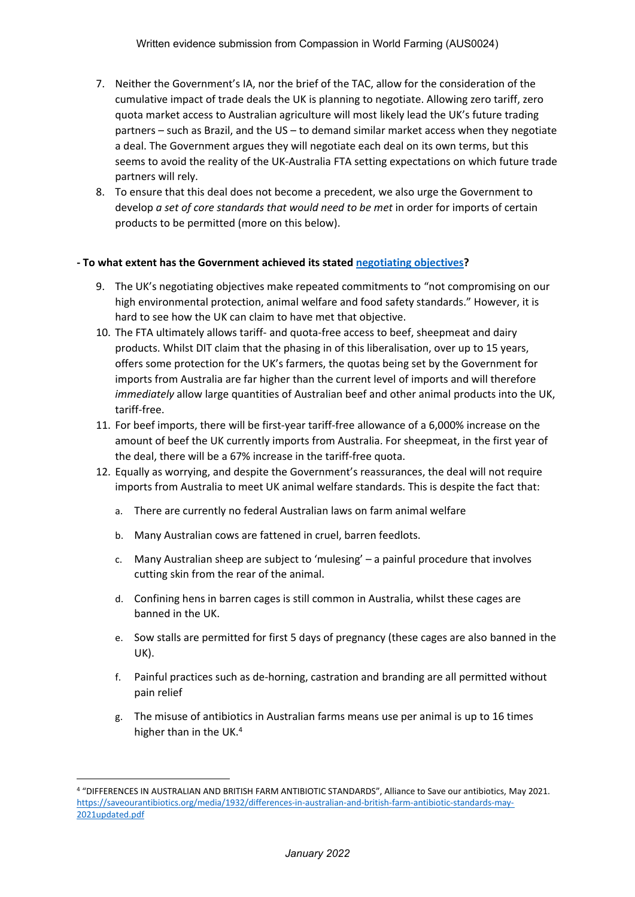7. Neither the Government's IA, nor the brief of the TAC, allow for the consideration of the cumulative impact of trade deals the UK is planning to negotiate. Allowing zero tariff, zero quota market access to Australian agriculture will most likely lead the UK's future trading partners – such as Brazil, and the US – to demand similar market access when they negotiate a deal. The Government argues they will negotiate each deal on its own terms, but this seems to avoid the reality of the UK-Australia FTA setting expectations on which future trade partners will rely.
8. To ensure that this deal does not become a precedent, we also urge the Government to develop *a set of core standards that would need to be met* in order for imports of certain products to be permitted (more on this below).

**- To what extent has the Government achieved its stated negotiating objectives?**

9. The UK's negotiating objectives make repeated commitments to "not compromising on our high environmental protection, animal welfare and food safety standards." However, it is hard to see how the UK can claim to have met that objective.
10. The FTA ultimately allows tariff- and quota-free access to beef, sheepmeat and dairy products. Whilst DIT claim that the phasing in of this liberalisation, over up to 15 years, offers some protection for the UK's farmers, the quotas being set by the Government for imports from Australia are far higher than the current level of imports and will therefore *immediately* allow large quantities of Australian beef and other animal products into the UK, tariff-free.
11. For beef imports, there will be first-year tariff-free allowance of a 6,000% increase on the amount of beef the UK currently imports from Australia. For sheepmeat, in the first year of the deal, there will be a 67% increase in the tariff-free quota.
12. Equally as worrying, and despite the Government's reassurances, the deal will not require imports from Australia to meet UK animal welfare standards. This is despite the fact that:
    a. There are currently no federal Australian laws on farm animal welfare
    b. Many Australian cows are fattened in cruel, barren feedlots.
    c. Many Australian sheep are subject to 'mulesing' – a painful procedure that involves cutting skin from the rear of the animal.
    d. Confining hens in barren cages is still common in Australia, whilst these cages are banned in the UK.
    e. Sow stalls are permitted for first 5 days of pregnancy (these cages are also banned in the UK).
    f. Painful practices such as de-horning, castration and branding are all permitted without pain relief
    g. The misuse of antibiotics in Australian farms means use per animal is up to 16 times higher than in the UK.[4]

[4] "DIFFERENCES IN AUSTRALIAN AND BRITISH FARM ANTIBIOTIC STANDARDS", Alliance to Save our antibiotics, May 2021. https://saveourantibiotics.org/media/1932/differences-in-australian-and-british-farm-antibiotic-standards-may-2021updated.pdf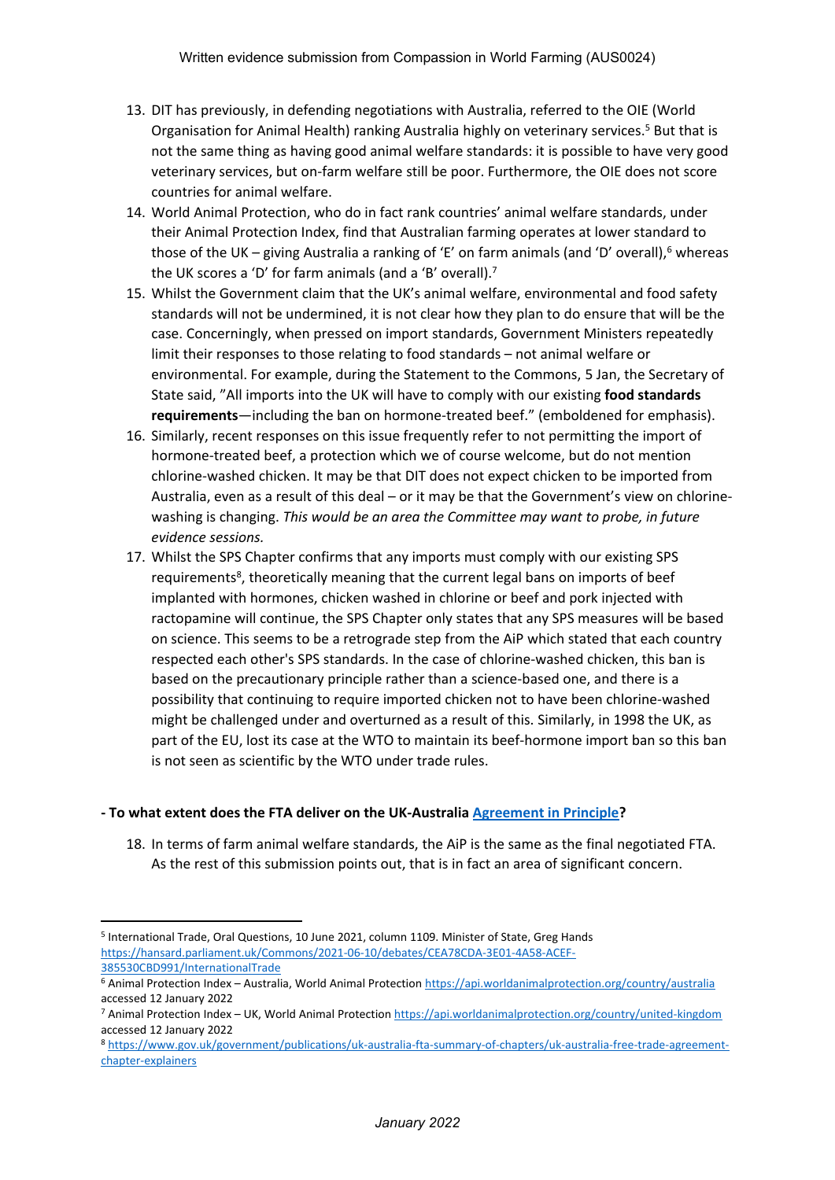13. DIT has previously, in defending negotiations with Australia, referred to the OIE (World Organisation for Animal Health) ranking Australia highly on veterinary services.[5] But that is not the same thing as having good animal welfare standards: it is possible to have very good veterinary services, but on-farm welfare still be poor. Furthermore, the OIE does not score countries for animal welfare.
14. World Animal Protection, who do in fact rank countries' animal welfare standards, under their Animal Protection Index, find that Australian farming operates at lower standard to those of the UK – giving Australia a ranking of 'E' on farm animals (and 'D' overall),[6] whereas the UK scores a 'D' for farm animals (and a 'B' overall).[7]
15. Whilst the Government claim that the UK's animal welfare, environmental and food safety standards will not be undermined, it is not clear how they plan to do ensure that will be the case. Concerningly, when pressed on import standards, Government Ministers repeatedly limit their responses to those relating to food standards – not animal welfare or environmental. For example, during the Statement to the Commons, 5 Jan, the Secretary of State said, "All imports into the UK will have to comply with our existing **food standards requirements**—including the ban on hormone-treated beef." (emboldened for emphasis).
16. Similarly, recent responses on this issue frequently refer to not permitting the import of hormone-treated beef, a protection which we of course welcome, but do not mention chlorine-washed chicken. It may be that DIT does not expect chicken to be imported from Australia, even as a result of this deal – or it may be that the Government's view on chlorine-washing is changing. *This would be an area the Committee may want to probe, in future evidence sessions.*
17. Whilst the SPS Chapter confirms that any imports must comply with our existing SPS requirements[8], theoretically meaning that the current legal bans on imports of beef implanted with hormones, chicken washed in chlorine or beef and pork injected with ractopamine will continue, the SPS Chapter only states that any SPS measures will be based on science. This seems to be a retrograde step from the AiP which stated that each country respected each other's SPS standards. In the case of chlorine-washed chicken, this ban is based on the precautionary principle rather than a science-based one, and there is a possibility that continuing to require imported chicken not to have been chlorine-washed might be challenged under and overturned as a result of this. Similarly, in 1998 the UK, as part of the EU, lost its case at the WTO to maintain its beef-hormone import ban so this ban is not seen as scientific by the WTO under trade rules.

**- To what extent does the FTA deliver on the UK-Australia [Agreement in Principle](#)?**

18. In terms of farm animal welfare standards, the AiP is the same as the final negotiated FTA. As the rest of this submission points out, that is in fact an area of significant concern.

---

[5] International Trade, Oral Questions, 10 June 2021, column 1109. Minister of State, Greg Hands https://hansard.parliament.uk/Commons/2021-06-10/debates/CEA78CDA-3E01-4A58-ACEF-385530CBD991/InternationalTrade

[6] Animal Protection Index – Australia, World Animal Protection https://api.worldanimalprotection.org/country/australia accessed 12 January 2022

[7] Animal Protection Index – UK, World Animal Protection https://api.worldanimalprotection.org/country/united-kingdom accessed 12 January 2022

[8] https://www.gov.uk/government/publications/uk-australia-fta-summary-of-chapters/uk-australia-free-trade-agreement-chapter-explainers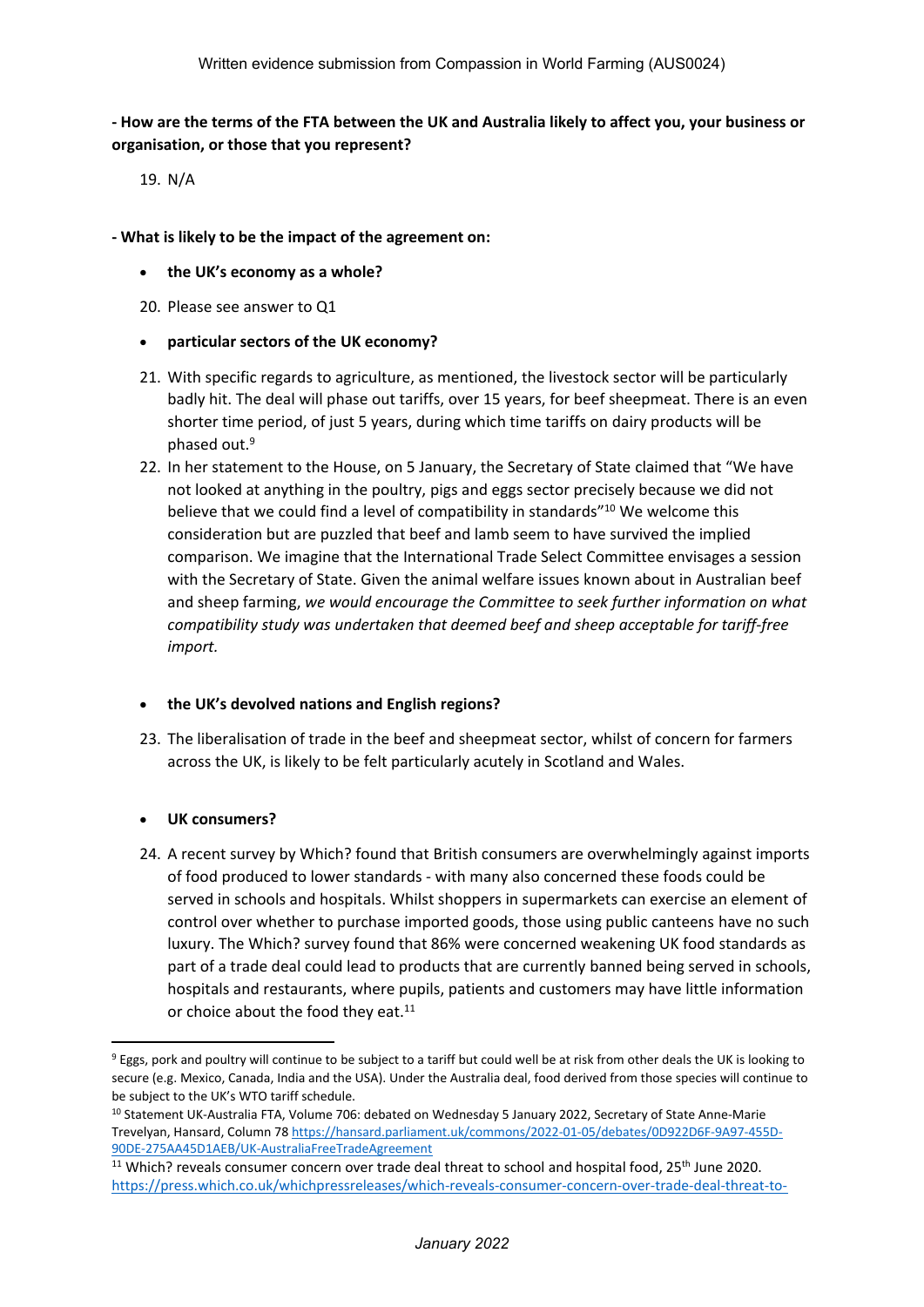**- How are the terms of the FTA between the UK and Australia likely to affect you, your business or organisation, or those that you represent?**

19. N/A

**- What is likely to be the impact of the agreement on:**

- **the UK's economy as a whole?**

20. Please see answer to Q1

- **particular sectors of the UK economy?**

21. With specific regards to agriculture, as mentioned, the livestock sector will be particularly badly hit. The deal will phase out tariffs, over 15 years, for beef sheepmeat. There is an even shorter time period, of just 5 years, during which time tariffs on dairy products will be phased out.[9]
22. In her statement to the House, on 5 January, the Secretary of State claimed that "We have not looked at anything in the poultry, pigs and eggs sector precisely because we did not believe that we could find a level of compatibility in standards"[10] We welcome this consideration but are puzzled that beef and lamb seem to have survived the implied comparison. We imagine that the International Trade Select Committee envisages a session with the Secretary of State. Given the animal welfare issues known about in Australian beef and sheep farming, *we would encourage the Committee to seek further information on what compatibility study was undertaken that deemed beef and sheep acceptable for tariff-free import.*

- **the UK's devolved nations and English regions?**

23. The liberalisation of trade in the beef and sheepmeat sector, whilst of concern for farmers across the UK, is likely to be felt particularly acutely in Scotland and Wales.

- **UK consumers?**

24. A recent survey by Which? found that British consumers are overwhelmingly against imports of food produced to lower standards - with many also concerned these foods could be served in schools and hospitals. Whilst shoppers in supermarkets can exercise an element of control over whether to purchase imported goods, those using public canteens have no such luxury. The Which? survey found that 86% were concerned weakening UK food standards as part of a trade deal could lead to products that are currently banned being served in schools, hospitals and restaurants, where pupils, patients and customers may have little information or choice about the food they eat.[11]

---

[9] Eggs, pork and poultry will continue to be subject to a tariff but could well be at risk from other deals the UK is looking to secure (e.g. Mexico, Canada, India and the USA). Under the Australia deal, food derived from those species will continue to be subject to the UK's WTO tariff schedule.

[10] Statement UK-Australia FTA, Volume 706: debated on Wednesday 5 January 2022, Secretary of State Anne-Marie Trevelyan, Hansard, Column 78 https://hansard.parliament.uk/commons/2022-01-05/debates/0D922D6F-9A97-455D-90DE-275AA45D1AEB/UK-AustraliaFreeTradeAgreement

[11] Which? reveals consumer concern over trade deal threat to school and hospital food, 25th June 2020. https://press.which.co.uk/whichpressreleases/which-reveals-consumer-concern-over-trade-deal-threat-to-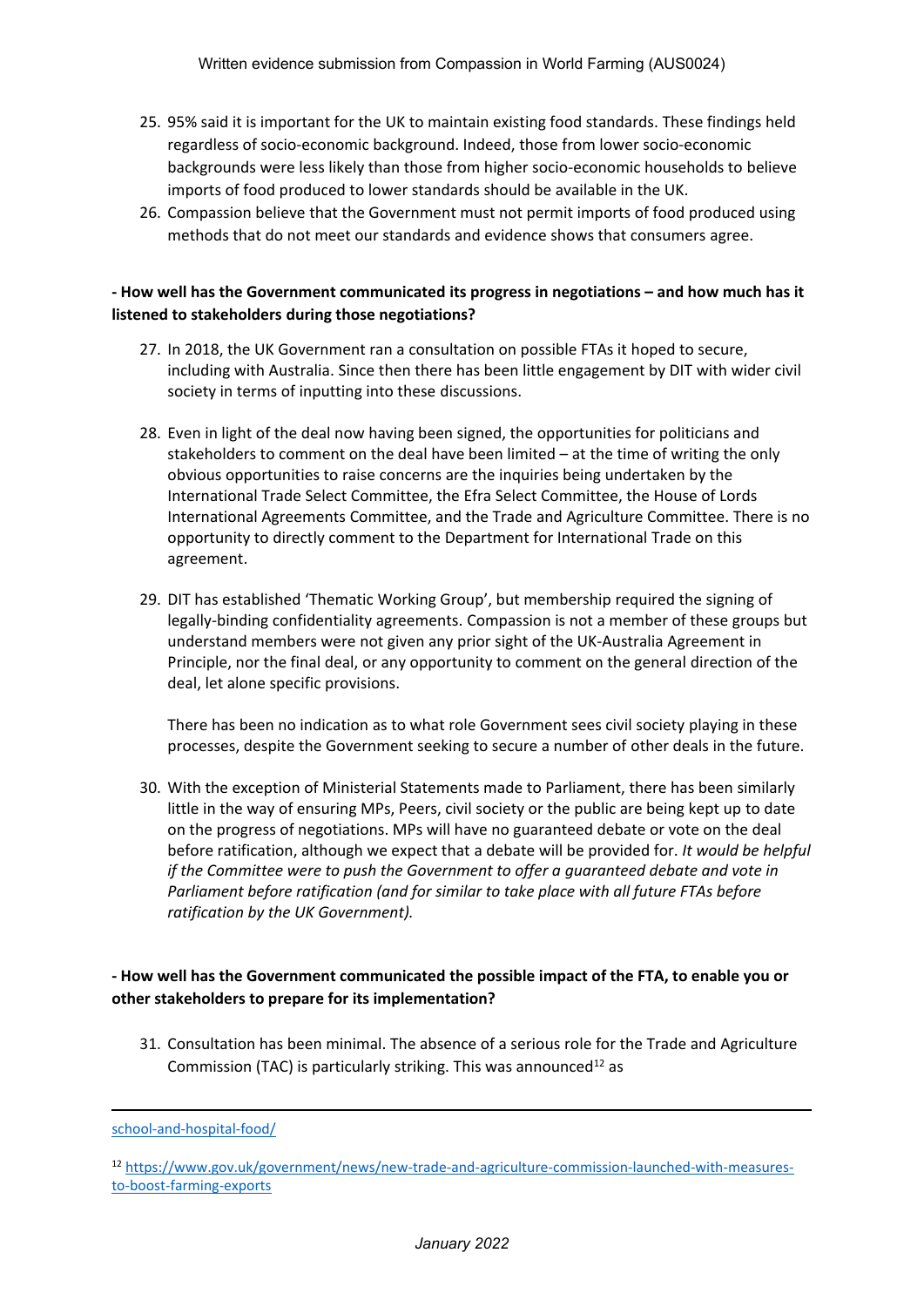25. 95% said it is important for the UK to maintain existing food standards. These findings held regardless of socio-economic background. Indeed, those from lower socio-economic backgrounds were less likely than those from higher socio-economic households to believe imports of food produced to lower standards should be available in the UK.
26. Compassion believe that the Government must not permit imports of food produced using methods that do not meet our standards and evidence shows that consumers agree.

**- How well has the Government communicated its progress in negotiations – and how much has it listened to stakeholders during those negotiations?**

27. In 2018, the UK Government ran a consultation on possible FTAs it hoped to secure, including with Australia. Since then there has been little engagement by DIT with wider civil society in terms of inputting into these discussions.

28. Even in light of the deal now having been signed, the opportunities for politicians and stakeholders to comment on the deal have been limited – at the time of writing the only obvious opportunities to raise concerns are the inquiries being undertaken by the International Trade Select Committee, the Efra Select Committee, the House of Lords International Agreements Committee, and the Trade and Agriculture Committee. There is no opportunity to directly comment to the Department for International Trade on this agreement.

29. DIT has established 'Thematic Working Group', but membership required the signing of legally-binding confidentiality agreements. Compassion is not a member of these groups but understand members were not given any prior sight of the UK-Australia Agreement in Principle, nor the final deal, or any opportunity to comment on the general direction of the deal, let alone specific provisions.

    There has been no indication as to what role Government sees civil society playing in these processes, despite the Government seeking to secure a number of other deals in the future.

30. With the exception of Ministerial Statements made to Parliament, there has been similarly little in the way of ensuring MPs, Peers, civil society or the public are being kept up to date on the progress of negotiations. MPs will have no guaranteed debate or vote on the deal before ratification, although we expect that a debate will be provided for. *It would be helpful if the Committee were to push the Government to offer a guaranteed debate and vote in Parliament before ratification (and for similar to take place with all future FTAs before ratification by the UK Government).*

**- How well has the Government communicated the possible impact of the FTA, to enable you or other stakeholders to prepare for its implementation?**

31. Consultation has been minimal. The absence of a serious role for the Trade and Agriculture Commission (TAC) is particularly striking. This was announced[12] as

---

school-and-hospital-food/

[12] https://www.gov.uk/government/news/new-trade-and-agriculture-commission-launched-with-measures-to-boost-farming-exports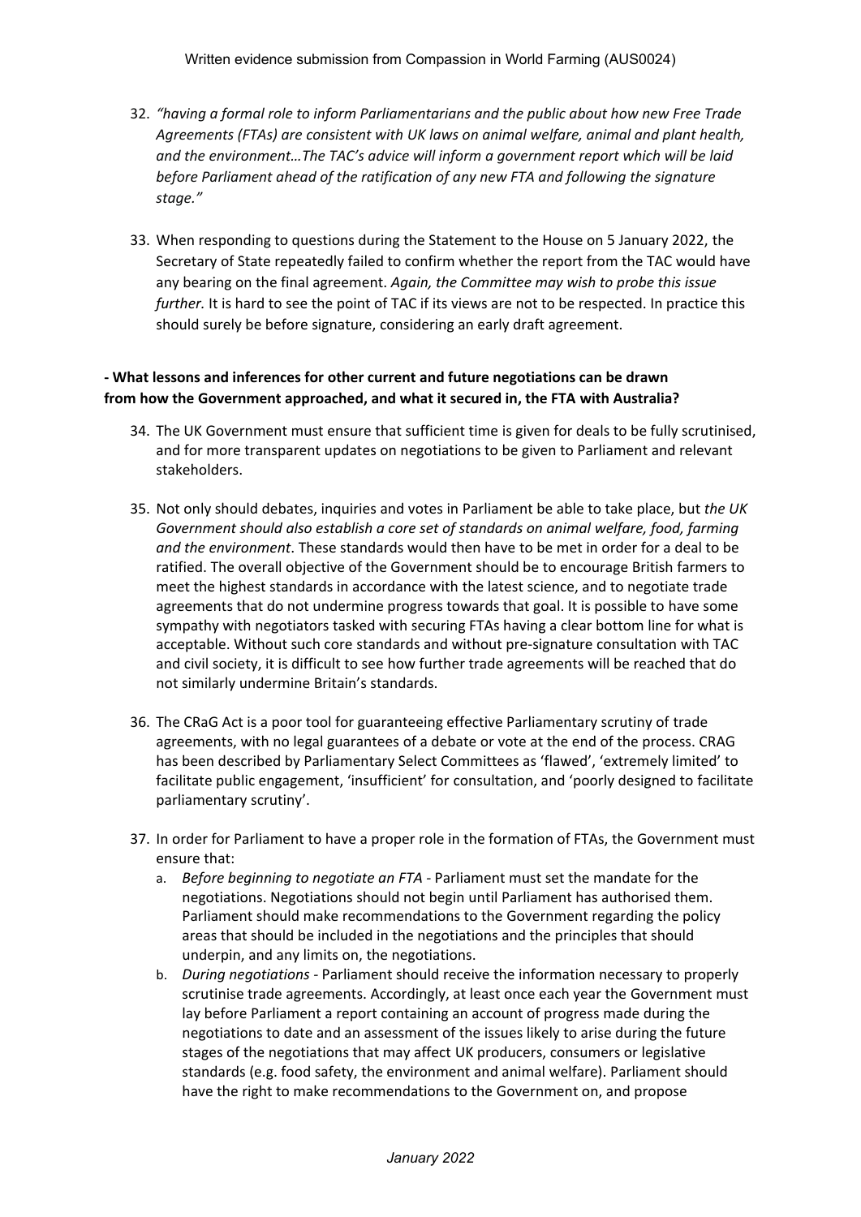32. *"having a formal role to inform Parliamentarians and the public about how new Free Trade Agreements (FTAs) are consistent with UK laws on animal welfare, animal and plant health, and the environment…The TAC's advice will inform a government report which will be laid before Parliament ahead of the ratification of any new FTA and following the signature stage."*

33. When responding to questions during the Statement to the House on 5 January 2022, the Secretary of State repeatedly failed to confirm whether the report from the TAC would have any bearing on the final agreement. *Again, the Committee may wish to probe this issue further.* It is hard to see the point of TAC if its views are not to be respected. In practice this should surely be before signature, considering an early draft agreement.

**- What lessons and inferences for other current and future negotiations can be drawn from how the Government approached, and what it secured in, the FTA with Australia?**

34. The UK Government must ensure that sufficient time is given for deals to be fully scrutinised, and for more transparent updates on negotiations to be given to Parliament and relevant stakeholders.

35. Not only should debates, inquiries and votes in Parliament be able to take place, but *the UK Government should also establish a core set of standards on animal welfare, food, farming and the environment*. These standards would then have to be met in order for a deal to be ratified. The overall objective of the Government should be to encourage British farmers to meet the highest standards in accordance with the latest science, and to negotiate trade agreements that do not undermine progress towards that goal. It is possible to have some sympathy with negotiators tasked with securing FTAs having a clear bottom line for what is acceptable. Without such core standards and without pre-signature consultation with TAC and civil society, it is difficult to see how further trade agreements will be reached that do not similarly undermine Britain's standards.

36. The CRaG Act is a poor tool for guaranteeing effective Parliamentary scrutiny of trade agreements, with no legal guarantees of a debate or vote at the end of the process. CRAG has been described by Parliamentary Select Committees as 'flawed', 'extremely limited' to facilitate public engagement, 'insufficient' for consultation, and 'poorly designed to facilitate parliamentary scrutiny'.

37. In order for Parliament to have a proper role in the formation of FTAs, the Government must ensure that:
    a. *Before beginning to negotiate an FTA* - Parliament must set the mandate for the negotiations. Negotiations should not begin until Parliament has authorised them. Parliament should make recommendations to the Government regarding the policy areas that should be included in the negotiations and the principles that should underpin, and any limits on, the negotiations.
    b. *During negotiations* - Parliament should receive the information necessary to properly scrutinise trade agreements. Accordingly, at least once each year the Government must lay before Parliament a report containing an account of progress made during the negotiations to date and an assessment of the issues likely to arise during the future stages of the negotiations that may affect UK producers, consumers or legislative standards (e.g. food safety, the environment and animal welfare). Parliament should have the right to make recommendations to the Government on, and propose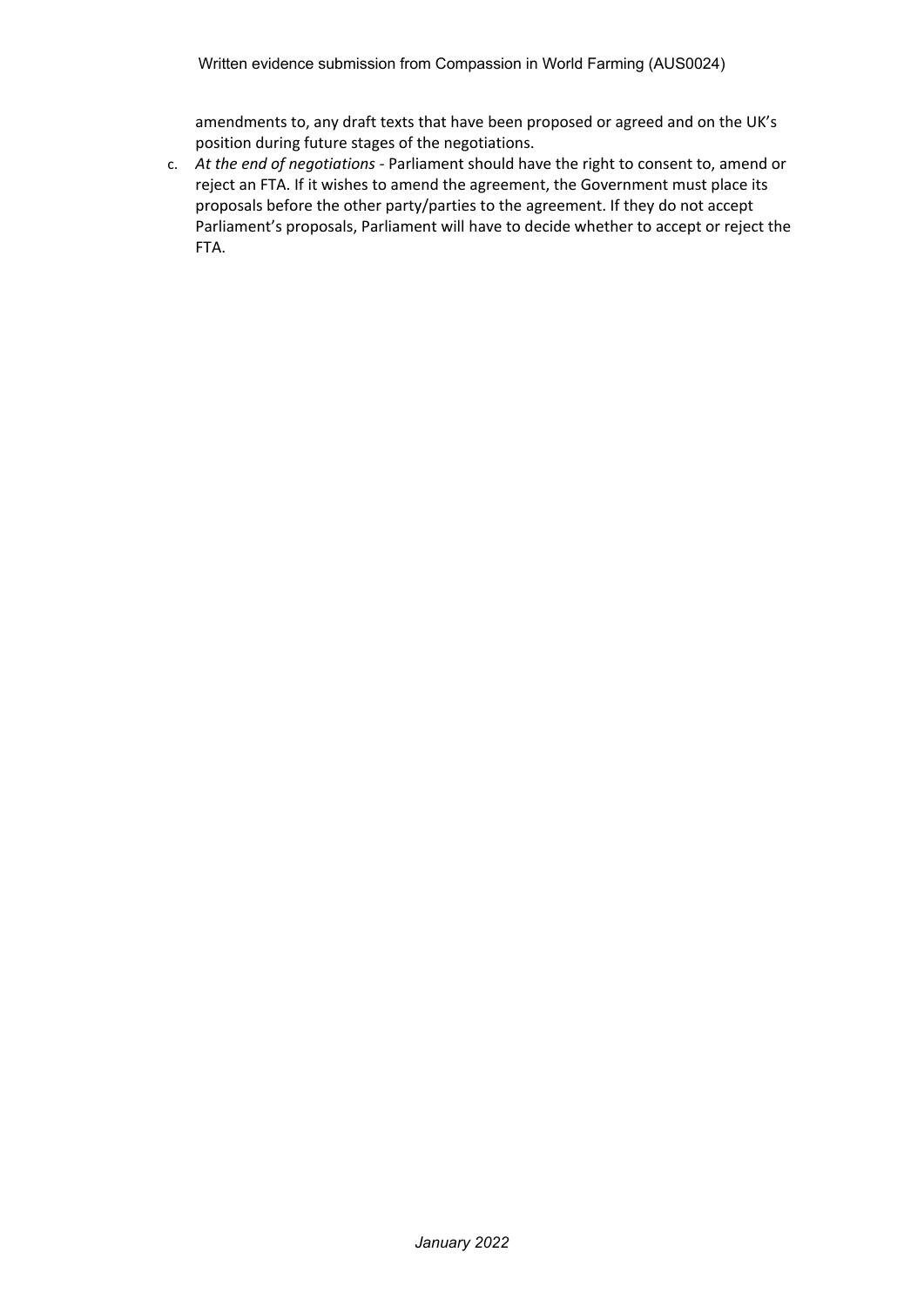amendments to, any draft texts that have been proposed or agreed and on the UK's position during future stages of the negotiations.

c. *At the end of negotiations* - Parliament should have the right to consent to, amend or reject an FTA. If it wishes to amend the agreement, the Government must place its proposals before the other party/parties to the agreement. If they do not accept Parliament's proposals, Parliament will have to decide whether to accept or reject the FTA.

*January 2022*